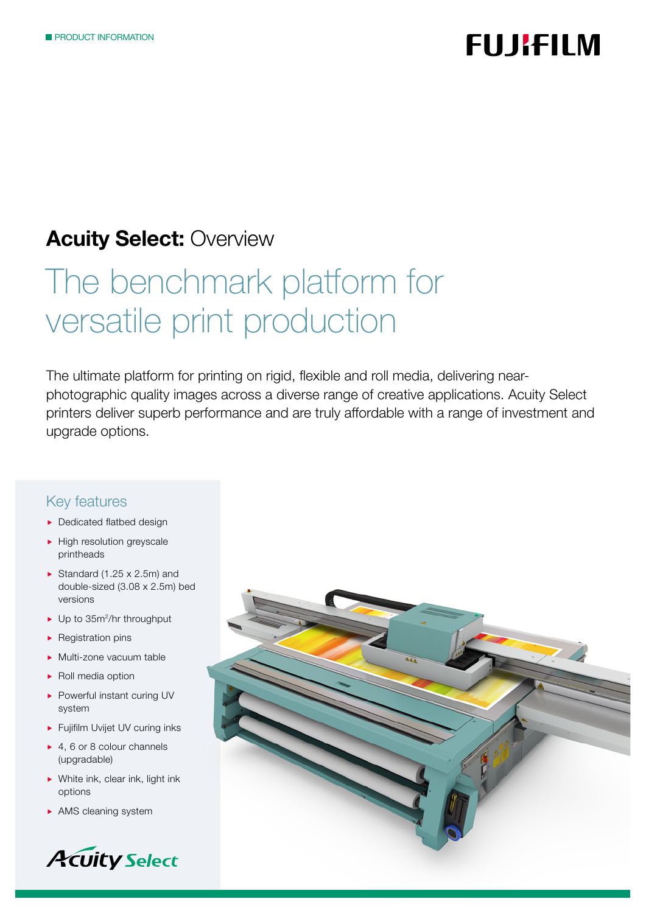PRODUCT INFORMATION

# Acuity Select: Overview

## The benchmark platform for versatile print production

The ultimate platform for printing on rigid, flexible and roll media, delivering near-photographic quality images across a diverse range of creative applications. Acuity Select printers deliver superb performance and are truly affordable with a range of investment and upgrade options.

### Key features

- Dedicated flatbed design
- High resolution greyscale printheads
- Standard (1.25 x 2.5m) and double-sized (3.08 x 2.5m) bed versions
- Up to 35m$^2$/hr throughput
- Registration pins
- Multi-zone vacuum table
- Roll media option
- Powerful instant curing UV system
- Fujifilm Uvijet UV curing inks
- 4, 6 or 8 colour channels (upgradable)
- White ink, clear ink, light ink options
- AMS cleaning system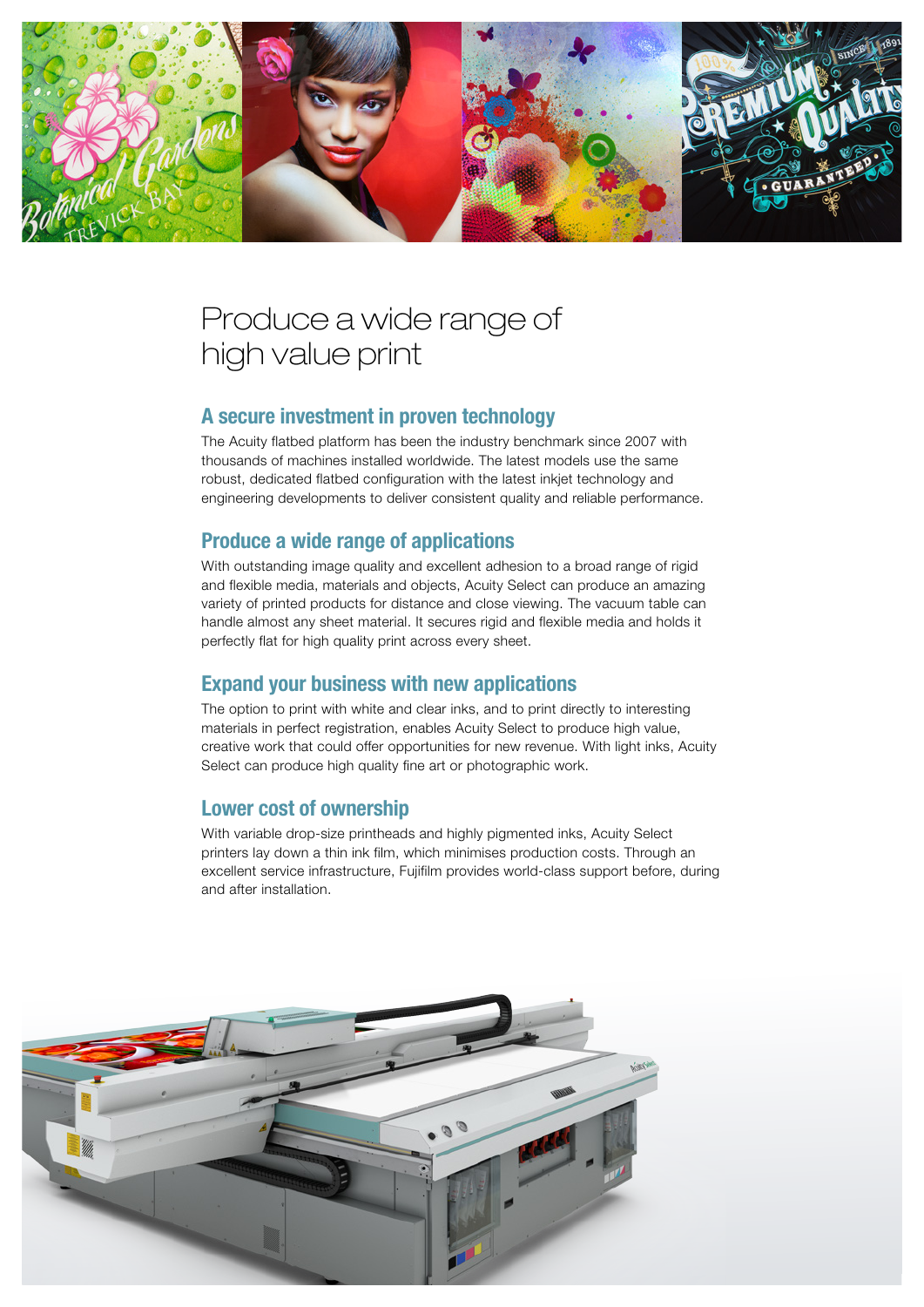# Produce a wide range of high value print

## A secure investment in proven technology

The Acuity flatbed platform has been the industry benchmark since 2007 with thousands of machines installed worldwide. The latest models use the same robust, dedicated flatbed configuration with the latest inkjet technology and engineering developments to deliver consistent quality and reliable performance.

## Produce a wide range of applications

With outstanding image quality and excellent adhesion to a broad range of rigid and flexible media, materials and objects, Acuity Select can produce an amazing variety of printed products for distance and close viewing. The vacuum table can handle almost any sheet material. It secures rigid and flexible media and holds it perfectly flat for high quality print across every sheet.

## Expand your business with new applications

The option to print with white and clear inks, and to print directly to interesting materials in perfect registration, enables Acuity Select to produce high value, creative work that could offer opportunities for new revenue. With light inks, Acuity Select can produce high quality fine art or photographic work.

## Lower cost of ownership

With variable drop-size printheads and highly pigmented inks, Acuity Select printers lay down a thin ink film, which minimises production costs. Through an excellent service infrastructure, Fujifilm provides world-class support before, during and after installation.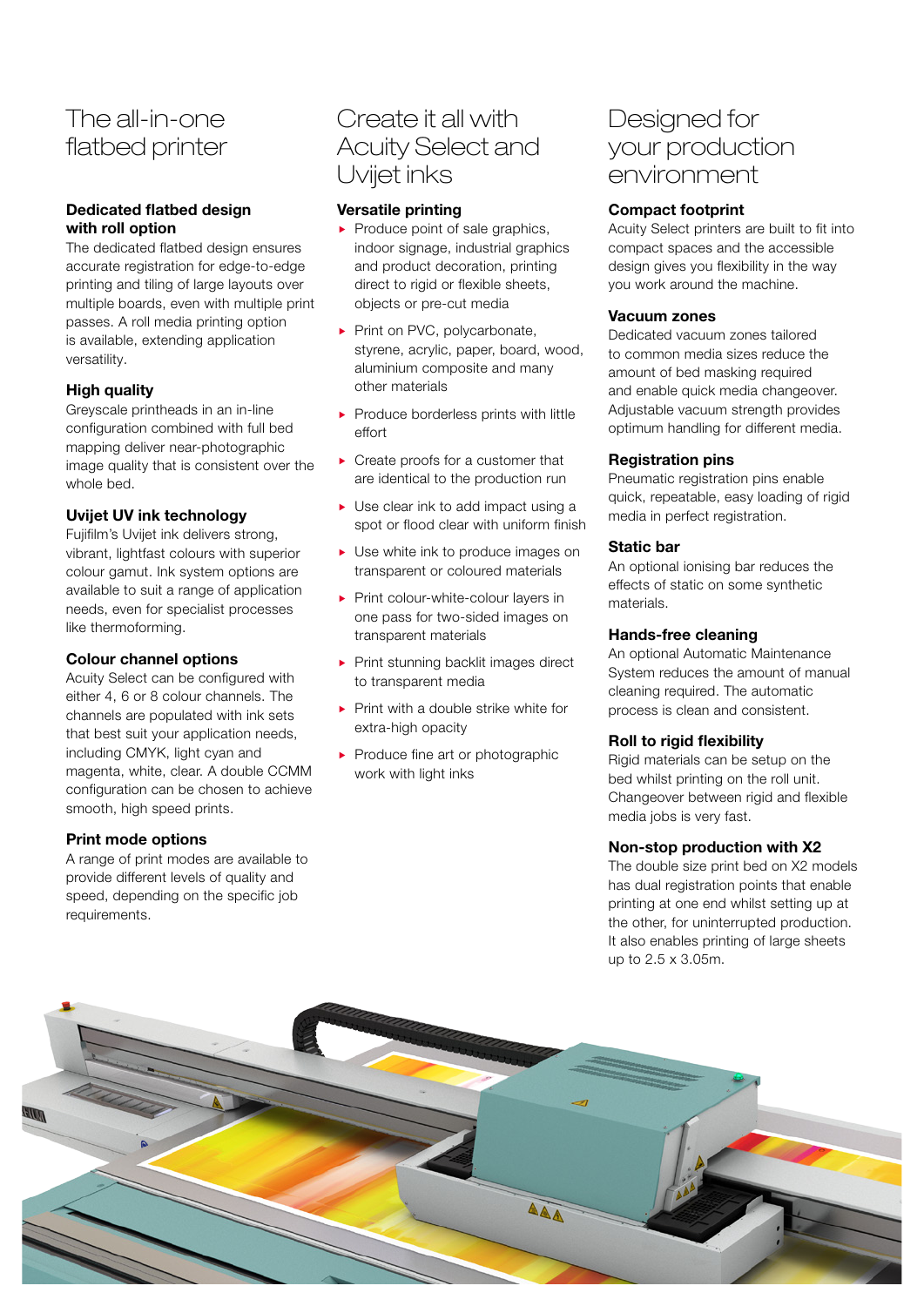# The all-in-one flatbed printer

### Dedicated flatbed design with roll option

The dedicated flatbed design ensures accurate registration for edge-to-edge printing and tiling of large layouts over multiple boards, even with multiple print passes. A roll media printing option is available, extending application versatility.

### High quality

Greyscale printheads in an in-line configuration combined with full bed mapping deliver near-photographic image quality that is consistent over the whole bed.

### Uvijet UV ink technology

Fujifilm's Uvijet ink delivers strong, vibrant, lightfast colours with superior colour gamut. Ink system options are available to suit a range of application needs, even for specialist processes like thermoforming.

### Colour channel options

Acuity Select can be configured with either 4, 6 or 8 colour channels. The channels are populated with ink sets that best suit your application needs, including CMYK, light cyan and magenta, white, clear. A double CCMM configuration can be chosen to achieve smooth, high speed prints.

### Print mode options

A range of print modes are available to provide different levels of quality and speed, depending on the specific job requirements.

# Create it all with Acuity Select and Uvijet inks

### Versatile printing

- Produce point of sale graphics, indoor signage, industrial graphics and product decoration, printing direct to rigid or flexible sheets, objects or pre-cut media
- Print on PVC, polycarbonate, styrene, acrylic, paper, board, wood, aluminium composite and many other materials
- Produce borderless prints with little effort
- Create proofs for a customer that are identical to the production run
- Use clear ink to add impact using a spot or flood clear with uniform finish
- Use white ink to produce images on transparent or coloured materials
- Print colour-white-colour layers in one pass for two-sided images on transparent materials
- Print stunning backlit images direct to transparent media
- Print with a double strike white for extra-high opacity
- Produce fine art or photographic work with light inks

# Designed for your production environment

### Compact footprint

Acuity Select printers are built to fit into compact spaces and the accessible design gives you flexibility in the way you work around the machine.

### Vacuum zones

Dedicated vacuum zones tailored to common media sizes reduce the amount of bed masking required and enable quick media changeover. Adjustable vacuum strength provides optimum handling for different media.

### Registration pins

Pneumatic registration pins enable quick, repeatable, easy loading of rigid media in perfect registration.

### Static bar

An optional ionising bar reduces the effects of static on some synthetic materials.

### Hands-free cleaning

An optional Automatic Maintenance System reduces the amount of manual cleaning required. The automatic process is clean and consistent.

### Roll to rigid flexibility

Rigid materials can be setup on the bed whilst printing on the roll unit. Changeover between rigid and flexible media jobs is very fast.

### Non-stop production with X2

The double size print bed on X2 models has dual registration points that enable printing at one end whilst setting up at the other, for uninterrupted production. It also enables printing of large sheets up to 2.5 x 3.05m.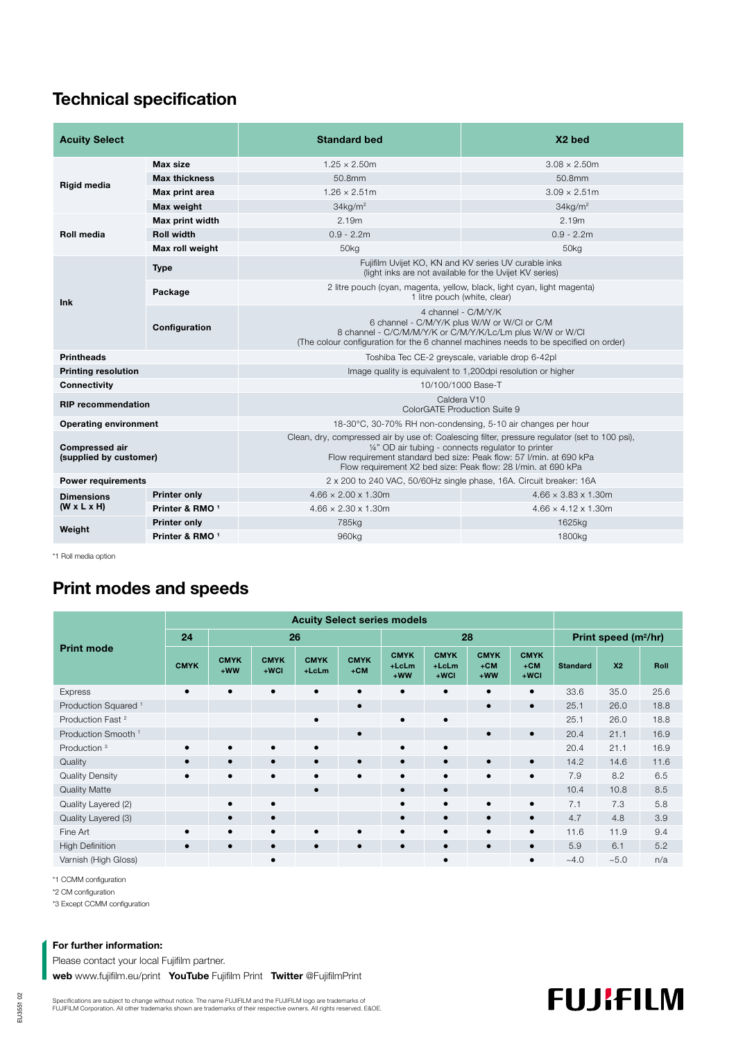## Technical specification

| Acuity Select | | Standard bed | X2 bed |
|---|---|---|---|
| Rigid media | Max size | 1.25 × 2.50m | 3.08 × 2.50m |
| | Max thickness | 50.8mm | 50.8mm |
| | Max print area | 1.26 × 2.51m | 3.09 × 2.51m |
| | Max weight | 34kg/$m^2$ | 34kg/$m^2$ |
| Roll media | Max print width | 2.19m | 2.19m |
| | Roll width | 0.9 - 2.2m | 0.9 - 2.2m |
| | Max roll weight | 50kg | 50kg |
| Ink | Type | Fujifilm Uvijet KO, KN and KV series UV curable inks (light inks are not available for the Uvijet KV series) | |
| | Package | 2 litre pouch (cyan, magenta, yellow, black, light cyan, light magenta) 1 litre pouch (white, clear) | |
| | Configuration | 4 channel - C/M/Y/K<br>6 channel - C/M/Y/K plus W/W or W/Cl or C/M<br>8 channel - C/C/M/M/Y/K or C/M/Y/K/Lc/Lm plus W/W or W/Cl<br>(The colour configuration for the 6 channel machines needs to be specified on order) | |
| Printheads | | Toshiba Tec CE-2 greyscale, variable drop 6-42pl | |
| Printing resolution | | Image quality is equivalent to 1,200dpi resolution or higher | |
| Connectivity | | 10/100/1000 Base-T | |
| RIP recommendation | | Caldera V10<br>ColorGATE Production Suite 9 | |
| Operating environment | | 18-30°C, 30-70% RH non-condensing, 5-10 air changes per hour | |
| Compressed air (supplied by customer) | | Clean, dry, compressed air by use of: Coalescing filter, pressure regulator (set to 100 psi), ¼" OD air tubing - connects regulator to printer<br>Flow requirement standard bed size: Peak flow: 57 l/min. at 690 kPa<br>Flow requirement X2 bed size: Peak flow: 28 l/min. at 690 kPa | |
| Power requirements | | 2 x 200 to 240 VAC, 50/60Hz single phase, 16A. Circuit breaker: 16A | |
| Dimensions (W x L x H) | Printer only | 4.66 × 2.00 x 1.30m | 4.66 × 3.83 x 1.30m |
| | Printer & RMO [1] | 4.66 × 2.30 x 1.30m | 4.66 × 4.12 x 1.30m |
| Weight | Printer only | 785kg | 1625kg |
| | Printer & RMO [1] | 960kg | 1800kg |

*1 Roll media option

## Print modes and speeds

| Print mode | Acuity Select series models | | | | | | | | | | | |
|---|---|---|---|---|---|---|---|---|---|---|---|---|
| | 24 | 26 | | | | 28 | | | | Print speed ($m^2$/hr) | | |
| | CMYK | CMYK +WW | CMYK +WCl | CMYK +LcLm | CMYK +CM | CMYK +LcLm +WW | CMYK +LcLm +WCl | CMYK +CM +WW | CMYK +CM +WCl | Standard | X2 | Roll |
| Express | ● | ● | ● | ● | ● | ● | ● | ● | ● | 33.6 | 35.0 | 25.6 |
| Production Squared [1] | | | | | ● | | | ● | ● | 25.1 | 26.0 | 18.8 |
| Production Fast [2] | | | | ● | | ● | ● | | | 25.1 | 26.0 | 18.8 |
| Production Smooth [1] | | | | | ● | | | ● | ● | 20.4 | 21.1 | 16.9 |
| Production [3] | ● | ● | ● | ● | | ● | ● | | | 20.4 | 21.1 | 16.9 |
| Quality | ● | ● | ● | ● | ● | ● | ● | ● | ● | 14.2 | 14.6 | 11.6 |
| Quality Density | ● | ● | ● | ● | ● | ● | ● | ● | ● | 7.9 | 8.2 | 6.5 |
| Quality Matte | | | | ● | | ● | ● | | | 10.4 | 10.8 | 8.5 |
| Quality Layered (2) | | ● | ● | | | ● | ● | ● | ● | 7.1 | 7.3 | 5.8 |
| Quality Layered (3) | | ● | ● | | | ● | ● | ● | ● | 4.7 | 4.8 | 3.9 |
| Fine Art | ● | ● | ● | ● | ● | ● | ● | ● | ● | 11.6 | 11.9 | 9.4 |
| High Definition | ● | ● | ● | ● | ● | ● | ● | ● | ● | 5.9 | 6.1 | 5.2 |
| Varnish (High Gloss) | | | ● | | | | ● | | ● | ~4.0 | ~5.0 | n/a |

*1 CCMM configuration

*2 CM configuration

*3 Except CCMM configuration

**For further information:**

Please contact your local Fujifilm partner.

**web** www.fujifilm.eu/print **YouTube** Fujifilm Print **Twitter** @FujifilmPrint

Specifications are subject to change without notice. The name FUJIFILM and the FUJIFILM logo are trademarks of FUJIFILM Corporation. All other trademarks shown are trademarks of their respective owners. All rights reserved. E&OE.

FUJIFILM

EU3551 02